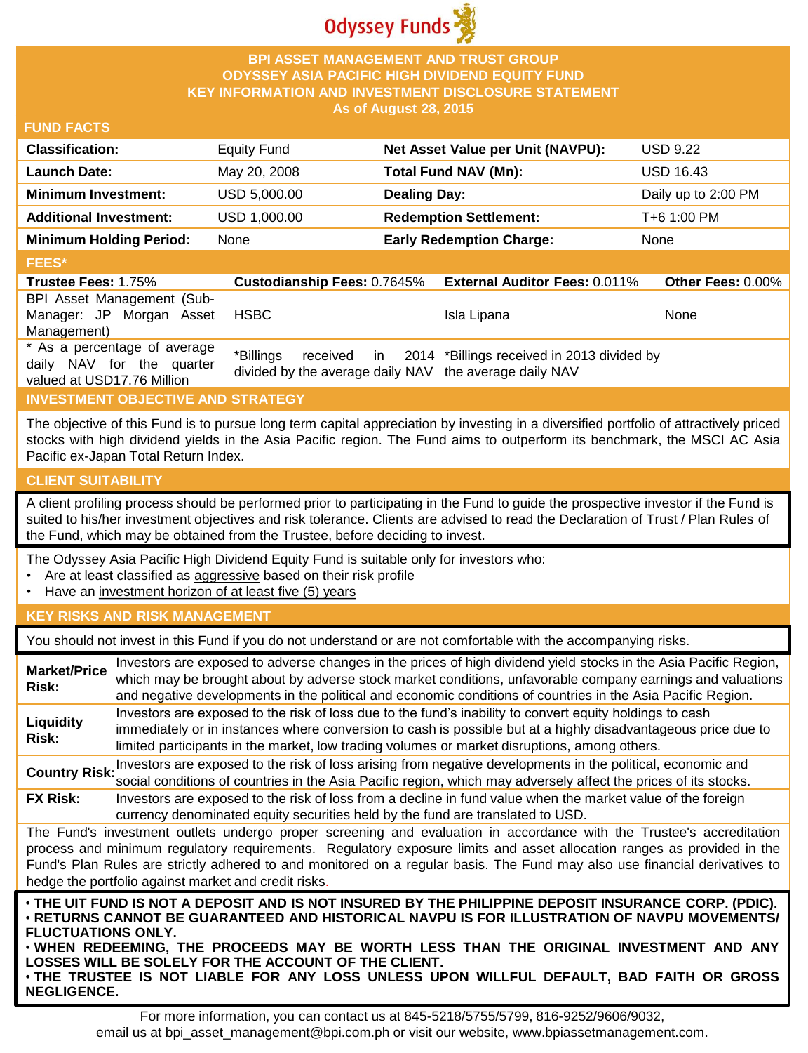Odyssey Funds

# BPI ASSET MANAGEMENT AND TRUST GROUP
# ODYSSEY ASIA PACIFIC HIGH DIVIDEND EQUITY FUND
## KEY INFORMATION AND INVESTMENT DISCLOSURE STATEMENT
### As of August 28, 2015

## FUND FACTS

| | | | |
|---|---|---|---|
| **Classification:** | Equity Fund | **Net Asset Value per Unit (NAVPU):** | USD 9.22 |
| **Launch Date:** | May 20, 2008 | **Total Fund NAV (Mn):** | USD 16.43 |
| **Minimum Investment:** | USD 5,000.00 | **Dealing Day:** | Daily up to 2:00 PM |
| **Additional Investment:** | USD 1,000.00 | **Redemption Settlement:** | T+6 1:00 PM |
| **Minimum Holding Period:** | None | **Early Redemption Charge:** | None |

## FEES*

| **Trustee Fees:** 1.75% | **Custodianship Fees:** 0.7645% | **External Auditor Fees:** 0.011% | **Other Fees:** 0.00% |
|---|---|---|---|
| BPI Asset Management (Sub-Manager: JP Morgan Asset Management) | HSBC | Isla Lipana | None |
| * As a percentage of average daily NAV for the quarter valued at USD17.76 Million | *Billings received in 2014 divided by the average daily NAV | *Billings received in 2013 divided by the average daily NAV | |

## INVESTMENT OBJECTIVE AND STRATEGY

The objective of this Fund is to pursue long term capital appreciation by investing in a diversified portfolio of attractively priced stocks with high dividend yields in the Asia Pacific region. The Fund aims to outperform its benchmark, the MSCI AC Asia Pacific ex-Japan Total Return Index.

## CLIENT SUITABILITY

A client profiling process should be performed prior to participating in the Fund to guide the prospective investor if the Fund is suited to his/her investment objectives and risk tolerance. Clients are advised to read the Declaration of Trust / Plan Rules of the Fund, which may be obtained from the Trustee, before deciding to invest.

The Odyssey Asia Pacific High Dividend Equity Fund is suitable only for investors who:

- Are at least classified as aggressive based on their risk profile
- Have an investment horizon of at least five (5) years

## KEY RISKS AND RISK MANAGEMENT

You should not invest in this Fund if you do not understand or are not comfortable with the accompanying risks.

| | |
|---|---|
| **Market/Price Risk:** | Investors are exposed to adverse changes in the prices of high dividend yield stocks in the Asia Pacific Region, which may be brought about by adverse stock market conditions, unfavorable company earnings and valuations and negative developments in the political and economic conditions of countries in the Asia Pacific Region. |
| **Liquidity Risk:** | Investors are exposed to the risk of loss due to the fund's inability to convert equity holdings to cash immediately or in instances where conversion to cash is possible but at a highly disadvantageous price due to limited participants in the market, low trading volumes or market disruptions, among others. |
| **Country Risk:** | Investors are exposed to the risk of loss arising from negative developments in the political, economic and social conditions of countries in the Asia Pacific region, which may adversely affect the prices of its stocks. |
| **FX Risk:** | Investors are exposed to the risk of loss from a decline in fund value when the market value of the foreign currency denominated equity securities held by the fund are translated to USD. |

The Fund's investment outlets undergo proper screening and evaluation in accordance with the Trustee's accreditation process and minimum regulatory requirements. Regulatory exposure limits and asset allocation ranges as provided in the Fund's Plan Rules are strictly adhered to and monitored on a regular basis. The Fund may also use financial derivatives to hedge the portfolio against market and credit risks.

- **THE UIT FUND IS NOT A DEPOSIT AND IS NOT INSURED BY THE PHILIPPINE DEPOSIT INSURANCE CORP. (PDIC).**
- **RETURNS CANNOT BE GUARANTEED AND HISTORICAL NAVPU IS FOR ILLUSTRATION OF NAVPU MOVEMENTS/ FLUCTUATIONS ONLY.**
- **WHEN REDEEMING, THE PROCEEDS MAY BE WORTH LESS THAN THE ORIGINAL INVESTMENT AND ANY LOSSES WILL BE SOLELY FOR THE ACCOUNT OF THE CLIENT.**
- **THE TRUSTEE IS NOT LIABLE FOR ANY LOSS UNLESS UPON WILLFUL DEFAULT, BAD FAITH OR GROSS NEGLIGENCE.**

For more information, you can contact us at 845-5218/5755/5799, 816-9252/9606/9032, email us at bpi_asset_management@bpi.com.ph or visit our website, www.bpiassetmanagement.com.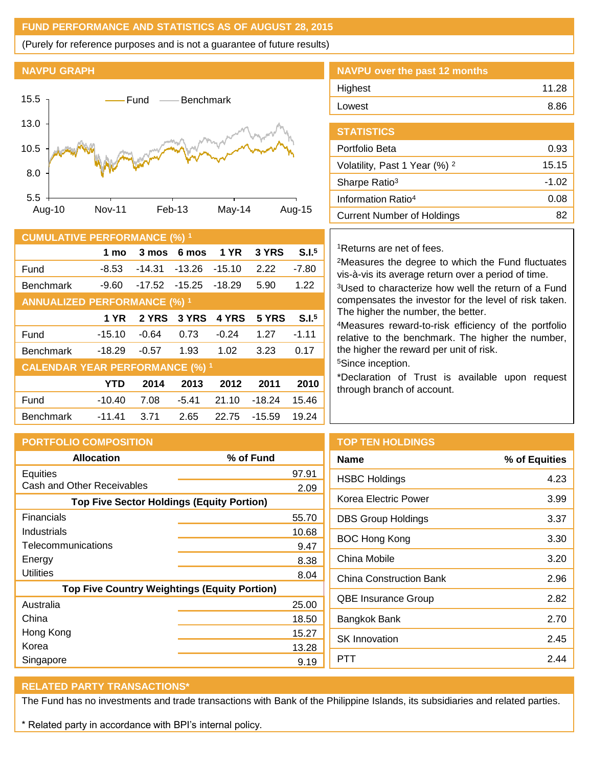## FUND PERFORMANCE AND STATISTICS AS OF AUGUST 28, 2015

(Purely for reference purposes and is not a guarantee of future results)

### NAVPU GRAPH

Fund — Benchmark

15.5 / 13.0 / 10.5 / 8.0 / 5.5

Aug-10 | Nov-11 | Feb-13 | May-14 | Aug-15

### NAVPU over the past 12 months

| | |
|---|---|
| Highest | 11.28 |
| Lowest | 8.86 |

### STATISTICS

| | |
|---|---|
| Portfolio Beta | 0.93 |
| Volatility, Past 1 Year (%) [2] | 15.15 |
| Sharpe Ratio[3] | -1.02 |
| Information Ratio[4] | 0.08 |
| Current Number of Holdings | 82 |

### CUMULATIVE PERFORMANCE (%) [1]

| | 1 mo | 3 mos | 6 mos | 1 YR | 3 YRS | S.I.[5] |
|---|---|---|---|---|---|---|
| Fund | -8.53 | -14.31 | -13.26 | -15.10 | 2.22 | -7.80 |
| Benchmark | -9.60 | -17.52 | -15.25 | -18.29 | 5.90 | 1.22 |

### ANNUALIZED PERFORMANCE (%) [1]

| | 1 YR | 2 YRS | 3 YRS | 4 YRS | 5 YRS | S.I.[5] |
|---|---|---|---|---|---|---|
| Fund | -15.10 | -0.64 | 0.73 | -0.24 | 1.27 | -1.11 |
| Benchmark | -18.29 | -0.57 | 1.93 | 1.02 | 3.23 | 0.17 |

### CALENDAR YEAR PERFORMANCE (%) [1]

| | YTD | 2014 | 2013 | 2012 | 2011 | 2010 |
|---|---|---|---|---|---|---|
| Fund | -10.40 | 7.08 | -5.41 | 21.10 | -18.24 | 15.46 |
| Benchmark | -11.41 | 3.71 | 2.65 | 22.75 | -15.59 | 19.24 |

[1]Returns are net of fees.

[2]Measures the degree to which the Fund fluctuates vis-à-vis its average return over a period of time.

[3]Used to characterize how well the return of a Fund compensates the investor for the level of risk taken. The higher the number, the better.

[4]Measures reward-to-risk efficiency of the portfolio relative to the benchmark. The higher the number, the higher the reward per unit of risk.

[5]Since inception.

*Declaration of Trust is available upon request through branch of account.

### PORTFOLIO COMPOSITION

| Allocation | % of Fund |
|---|---|
| Equities | 97.91 |
| Cash and Other Receivables | 2.09 |
| **Top Five Sector Holdings (Equity Portion)** | |
| Financials | 55.70 |
| Industrials | 10.68 |
| Telecommunications | 9.47 |
| Energy | 8.38 |
| Utilities | 8.04 |
| **Top Five Country Weightings (Equity Portion)** | |
| Australia | 25.00 |
| China | 18.50 |
| Hong Kong | 15.27 |
| Korea | 13.28 |
| Singapore | 9.19 |

### TOP TEN HOLDINGS

| Name | % of Equities |
|---|---|
| HSBC Holdings | 4.23 |
| Korea Electric Power | 3.99 |
| DBS Group Holdings | 3.37 |
| BOC Hong Kong | 3.30 |
| China Mobile | 3.20 |
| China Construction Bank | 2.96 |
| QBE Insurance Group | 2.82 |
| Bangkok Bank | 2.70 |
| SK Innovation | 2.45 |
| PTT | 2.44 |

### RELATED PARTY TRANSACTIONS*

The Fund has no investments and trade transactions with Bank of the Philippine Islands, its subsidiaries and related parties.

* Related party in accordance with BPI's internal policy.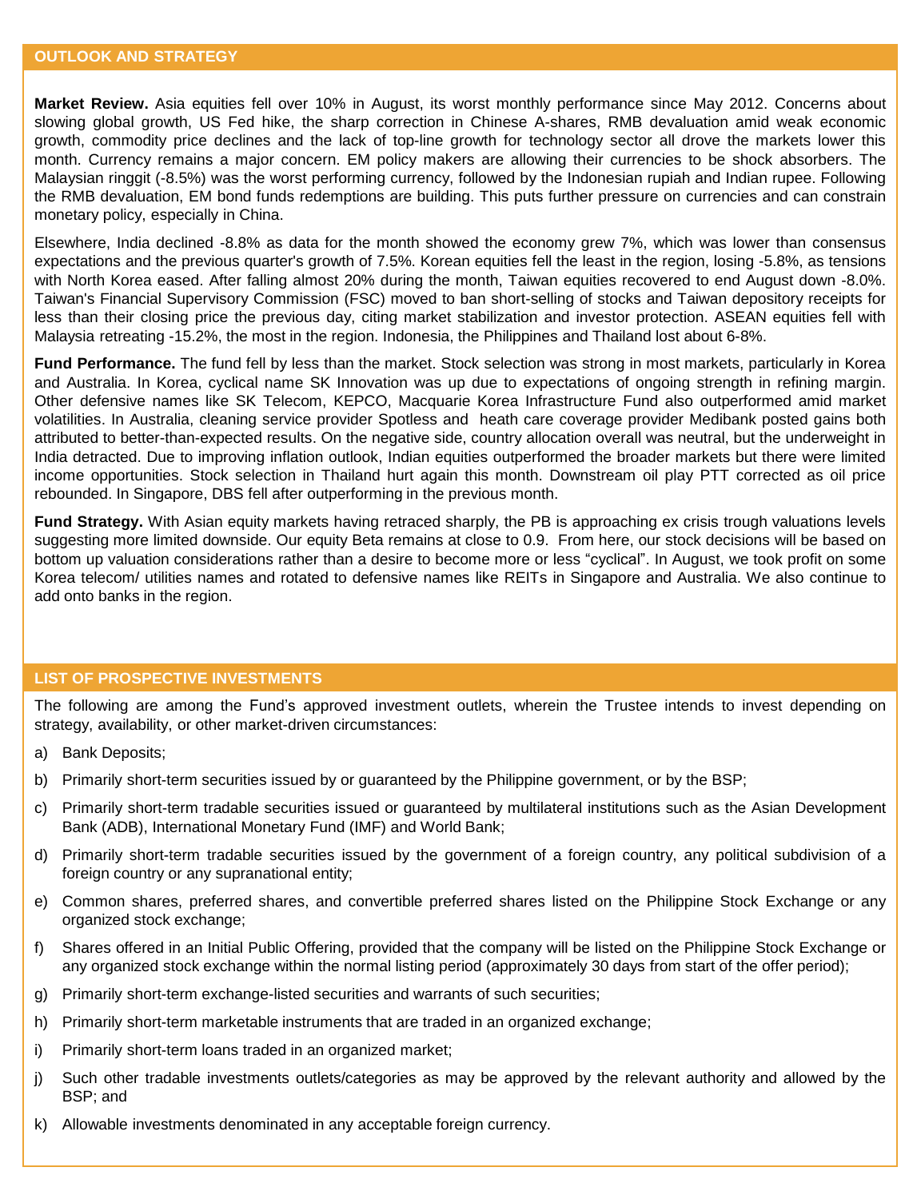## OUTLOOK AND STRATEGY

**Market Review.** Asia equities fell over 10% in August, its worst monthly performance since May 2012. Concerns about slowing global growth, US Fed hike, the sharp correction in Chinese A-shares, RMB devaluation amid weak economic growth, commodity price declines and the lack of top-line growth for technology sector all drove the markets lower this month. Currency remains a major concern. EM policy makers are allowing their currencies to be shock absorbers. The Malaysian ringgit (-8.5%) was the worst performing currency, followed by the Indonesian rupiah and Indian rupee. Following the RMB devaluation, EM bond funds redemptions are building. This puts further pressure on currencies and can constrain monetary policy, especially in China.

Elsewhere, India declined -8.8% as data for the month showed the economy grew 7%, which was lower than consensus expectations and the previous quarter's growth of 7.5%. Korean equities fell the least in the region, losing -5.8%, as tensions with North Korea eased. After falling almost 20% during the month, Taiwan equities recovered to end August down -8.0%. Taiwan's Financial Supervisory Commission (FSC) moved to ban short-selling of stocks and Taiwan depository receipts for less than their closing price the previous day, citing market stabilization and investor protection. ASEAN equities fell with Malaysia retreating -15.2%, the most in the region. Indonesia, the Philippines and Thailand lost about 6-8%.

**Fund Performance.** The fund fell by less than the market. Stock selection was strong in most markets, particularly in Korea and Australia. In Korea, cyclical name SK Innovation was up due to expectations of ongoing strength in refining margin. Other defensive names like SK Telecom, KEPCO, Macquarie Korea Infrastructure Fund also outperformed amid market volatilities. In Australia, cleaning service provider Spotless and heath care coverage provider Medibank posted gains both attributed to better-than-expected results. On the negative side, country allocation overall was neutral, but the underweight in India detracted. Due to improving inflation outlook, Indian equities outperformed the broader markets but there were limited income opportunities. Stock selection in Thailand hurt again this month. Downstream oil play PTT corrected as oil price rebounded. In Singapore, DBS fell after outperforming in the previous month.

**Fund Strategy.** With Asian equity markets having retraced sharply, the PB is approaching ex crisis trough valuations levels suggesting more limited downside. Our equity Beta remains at close to 0.9. From here, our stock decisions will be based on bottom up valuation considerations rather than a desire to become more or less "cyclical". In August, we took profit on some Korea telecom/ utilities names and rotated to defensive names like REITs in Singapore and Australia. We also continue to add onto banks in the region.

## LIST OF PROSPECTIVE INVESTMENTS

The following are among the Fund's approved investment outlets, wherein the Trustee intends to invest depending on strategy, availability, or other market-driven circumstances:

a) Bank Deposits;

b) Primarily short-term securities issued by or guaranteed by the Philippine government, or by the BSP;

c) Primarily short-term tradable securities issued or guaranteed by multilateral institutions such as the Asian Development Bank (ADB), International Monetary Fund (IMF) and World Bank;

d) Primarily short-term tradable securities issued by the government of a foreign country, any political subdivision of a foreign country or any supranational entity;

e) Common shares, preferred shares, and convertible preferred shares listed on the Philippine Stock Exchange or any organized stock exchange;

f) Shares offered in an Initial Public Offering, provided that the company will be listed on the Philippine Stock Exchange or any organized stock exchange within the normal listing period (approximately 30 days from start of the offer period);

g) Primarily short-term exchange-listed securities and warrants of such securities;

h) Primarily short-term marketable instruments that are traded in an organized exchange;

i) Primarily short-term loans traded in an organized market;

j) Such other tradable investments outlets/categories as may be approved by the relevant authority and allowed by the BSP; and

k) Allowable investments denominated in any acceptable foreign currency.